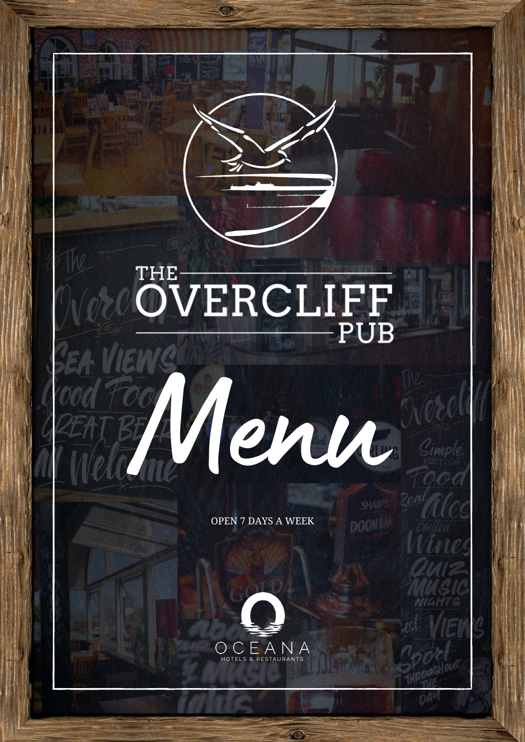# THE OVERCLIFF PUB

# Menu

OPEN 7 DAYS A WEEK

OCEANA
HOTELS & RESTAURANTS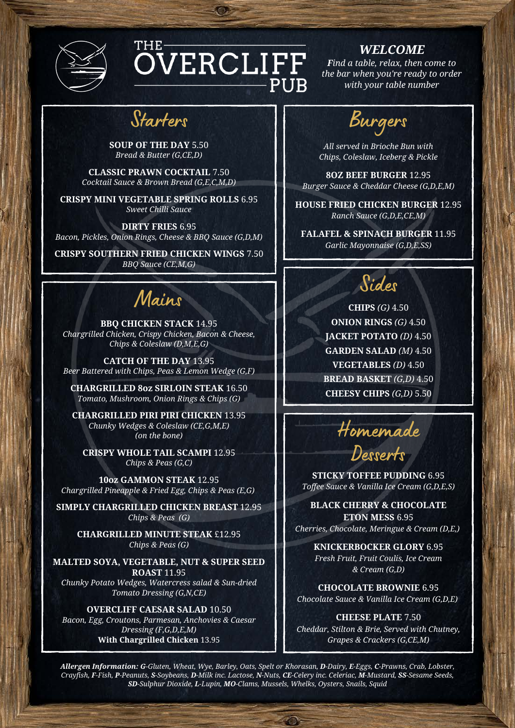# THE OVERCLIFF PUB

### *WELCOME*

*Find a table, relax, then come to the bar when you're ready to order with your table number*

## Starters

**SOUP OF THE DAY** 5.50
*Bread & Butter (G,CE,D)*

**CLASSIC PRAWN COCKTAIL** 7.50
*Cocktail Sauce & Brown Bread (G,E,C,M,D)*

**CRISPY MINI VEGETABLE SPRING ROLLS** 6.95
*Sweet Chilli Sauce*

**DIRTY FRIES** 6.95
*Bacon, Pickles, Onion Rings, Cheese & BBQ Sauce (G,D,M)*

**CRISPY SOUTHERN FRIED CHICKEN WINGS** 7.50
*BBQ Sauce (CE,M,G)*

## Mains

**BBQ CHICKEN STACK** 14.95
*Chargrilled Chicken, Crispy Chicken, Bacon & Cheese, Chips & Coleslaw (D,M,E,G)*

**CATCH OF THE DAY** 13.95
*Beer Battered with Chips, Peas & Lemon Wedge (G,F)*

**CHARGRILLED 8oz SIRLOIN STEAK** 16.50
*Tomato, Mushroom, Onion Rings & Chips (G)*

**CHARGRILLED PIRI PIRI CHICKEN** 13.95
*Chunky Wedges & Coleslaw (CE,G,M,E)*
*(on the bone)*

**CRISPY WHOLE TAIL SCAMPI** 12.95
*Chips & Peas (G,C)*

**10oz GAMMON STEAK** 12.95
*Chargrilled Pineapple & Fried Egg, Chips & Peas (E,G)*

**SIMPLY CHARGRILLED CHICKEN BREAST** 12.95
*Chips & Peas (G)*

**CHARGRILLED MINUTE STEAK** £12.95
*Chips & Peas (G)*

**MALTED SOYA, VEGETABLE, NUT & SUPER SEED ROAST** 11.95
*Chunky Potato Wedges, Watercress salad & Sun-dried Tomato Dressing (G,N,CE)*

**OVERCLIFF CAESAR SALAD** 10.50
*Bacon, Egg, Croutons, Parmesan, Anchovies & Caesar Dressing (F,G,D,E,M)*
**With Chargrilled Chicken** 13.95

## Burgers

*All served in Brioche Bun with Chips, Coleslaw, Iceberg & Pickle*

**8OZ BEEF BURGER** 12.95
*Burger Sauce & Cheddar Cheese (G,D,E,M)*

**HOUSE FRIED CHICKEN BURGER** 12.95
*Ranch Sauce (G,D,E,CE,M)*

**FALAFEL & SPINACH BURGER** 11.95
*Garlic Mayonnaise (G,D,E,SS)*

## Sides

**CHIPS** *(G)* 4.50
**ONION RINGS** *(G)* 4.50
**JACKET POTATO** *(D)* 4.50
**GARDEN SALAD** *(M)* 4.50
**VEGETABLES** *(D)* 4.50
**BREAD BASKET** *(G,D)* 4.50
**CHEESY CHIPS** *(G,D)* 5.50

## Homemade Desserts

**STICKY TOFFEE PUDDING** 6.95
*Toffee Sauce & Vanilla Ice Cream (G,D,E,S)*

**BLACK CHERRY & CHOCOLATE ETON MESS** 6.95
*Cherries, Chocolate, Meringue & Cream (D,E,)*

**KNICKERBOCKER GLORY** 6.95
*Fresh Fruit, Fruit Coulis, Ice Cream & Cream (G,D)*

**CHOCOLATE BROWNIE** 6.95
*Chocolate Sauce & Vanilla Ice Cream (G,D,E)*

**CHEESE PLATE** 7.50
*Cheddar, Stilton & Brie, Served with Chutney, Grapes & Crackers (G,CE,M)*

***Allergen Information:*** ***G**-Gluten, Wheat, Wye, Barley, Oats, Spelt or Khorasan, **D**-Dairy, **E**-Eggs, **C**-Prawns, Crab, Lobster, Crayfish, **F**-Fish, **P**-Peanuts, **S**-Soybeans, **D**-Milk inc. Lactose, **N**-Nuts, **CE**-Celery inc. Celeriac, **M**-Mustard, **SS**-Sesame Seeds, **SD**-Sulphur Dioxide, **L**-Lupin, **MO**-Clams, Mussels, Whelks, Oysters, Snails, Squid*